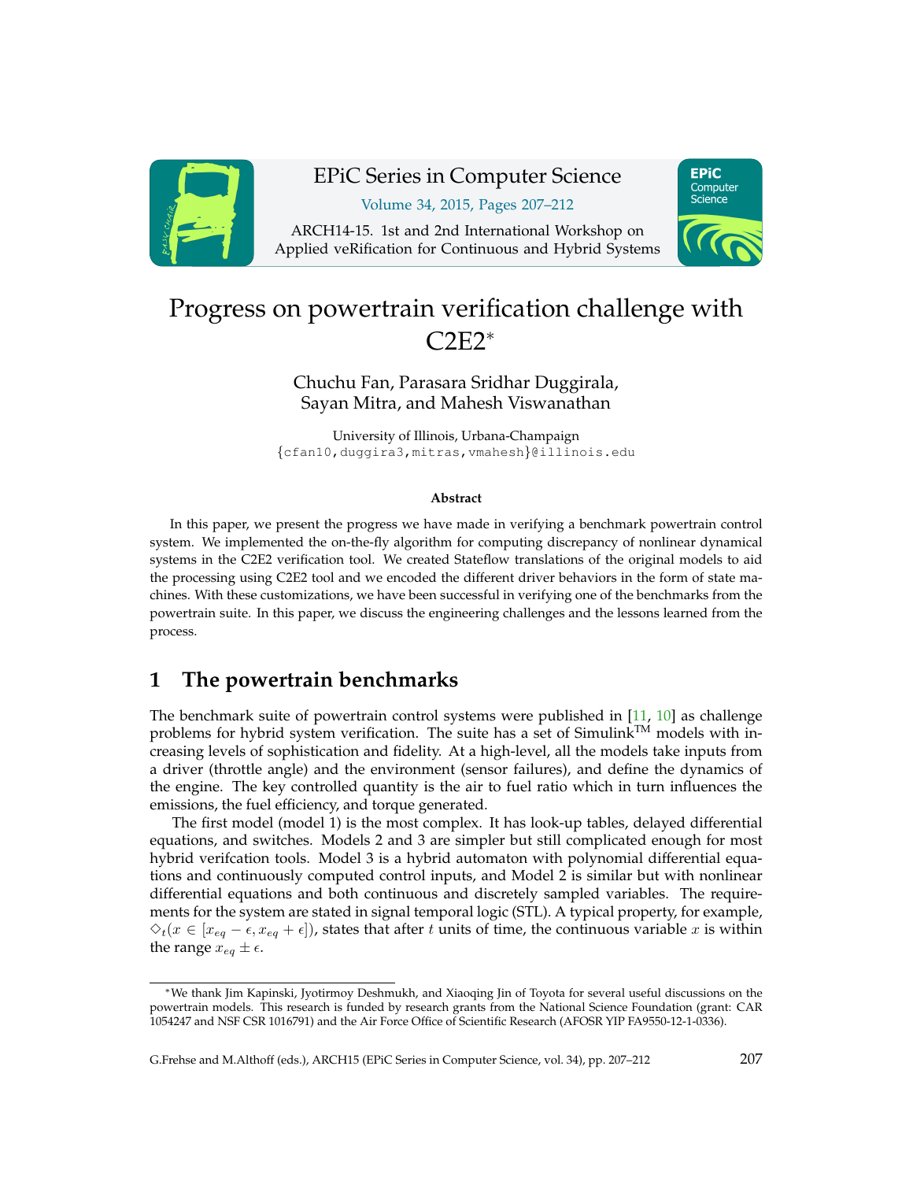# Progress on powertrain verification challenge with C2E2*

Chuchu Fan, Parasara Sridhar Duggirala, Sayan Mitra, and Mahesh Viswanathan

University of Illinois, Urbana-Champaign
{cfan10,duggira3,mitras,vmahesh}@illinois.edu

**Abstract**

In this paper, we present the progress we have made in verifying a benchmark powertrain control system. We implemented the on-the-fly algorithm for computing discrepancy of nonlinear dynamical systems in the C2E2 verification tool. We created Stateflow translations of the original models to aid the processing using C2E2 tool and we encoded the different driver behaviors in the form of state machines. With these customizations, we have been successful in verifying one of the benchmarks from the powertrain suite. In this paper, we discuss the engineering challenges and the lessons learned from the process.

## 1 The powertrain benchmarks

The benchmark suite of powertrain control systems were published in [11, 10] as challenge problems for hybrid system verification. The suite has a set of Simulink™ models with increasing levels of sophistication and fidelity. At a high-level, all the models take inputs from a driver (throttle angle) and the environment (sensor failures), and define the dynamics of the engine. The key controlled quantity is the air to fuel ratio which in turn influences the emissions, the fuel efficiency, and torque generated.

The first model (model 1) is the most complex. It has look-up tables, delayed differential equations, and switches. Models 2 and 3 are simpler but still complicated enough for most hybrid verifcation tools. Model 3 is a hybrid automaton with polynomial differential equations and continuously computed control inputs, and Model 2 is similar but with nonlinear differential equations and both continuous and discretely sampled variables. The requirements for the system are stated in signal temporal logic (STL). A typical property, for example, $\diamond_t(x \in [x_{eq} - \epsilon, x_{eq} + \epsilon])$, states that after $t$ units of time, the continuous variable $x$ is within the range $x_{eq} \pm \epsilon$.

*We thank Jim Kapinski, Jyotirmoy Deshmukh, and Xiaoqing Jin of Toyota for several useful discussions on the powertrain models. This research is funded by research grants from the National Science Foundation (grant: CAR 1054247 and NSF CSR 1016791) and the Air Force Office of Scientific Research (AFOSR YIP FA9550-12-1-0336).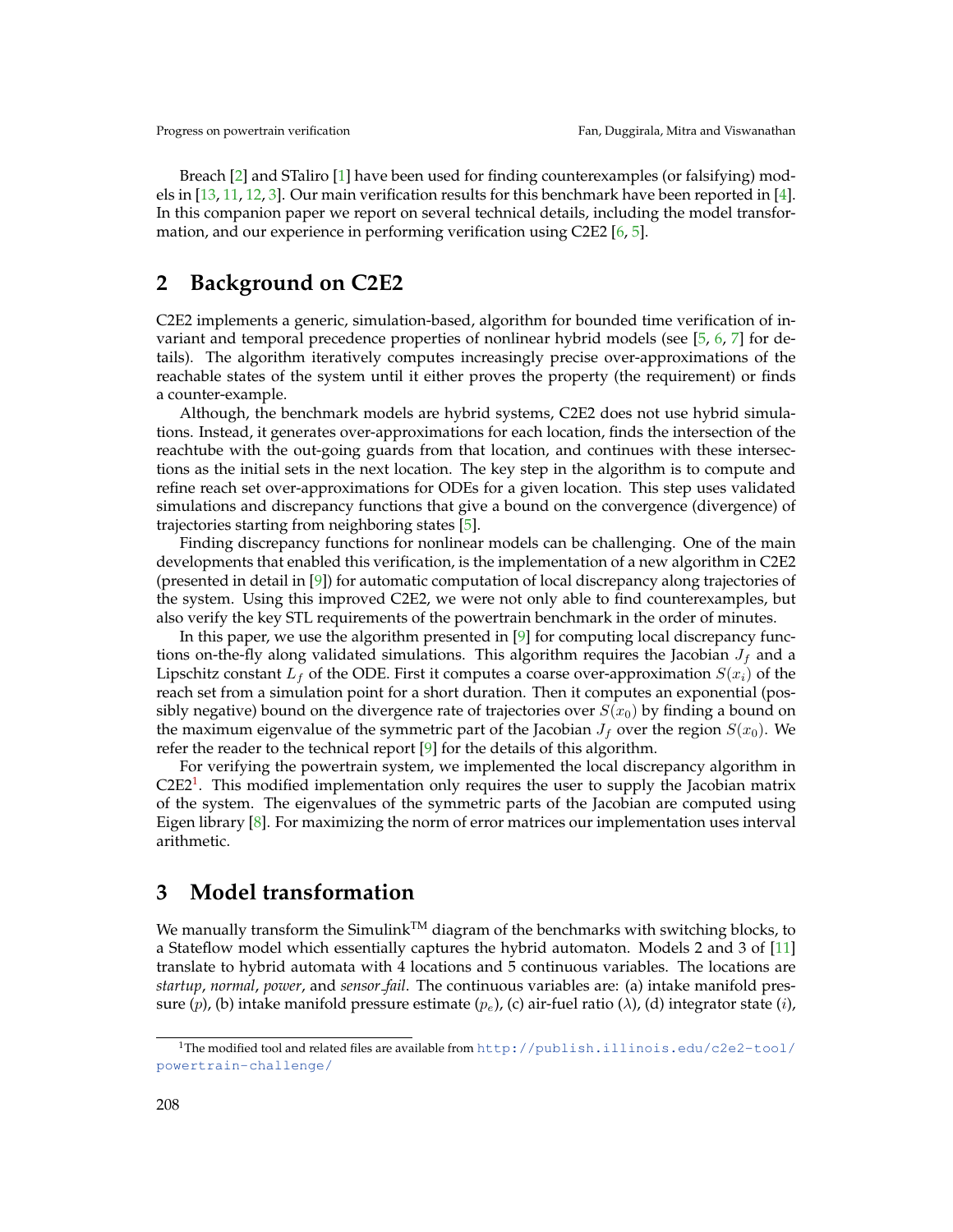Breach [2] and STaliro [1] have been used for finding counterexamples (or falsifying) models in [13, 11, 12, 3]. Our main verification results for this benchmark have been reported in [4]. In this companion paper we report on several technical details, including the model transformation, and our experience in performing verification using C2E2 [6, 5].

## 2 Background on C2E2

C2E2 implements a generic, simulation-based, algorithm for bounded time verification of invariant and temporal precedence properties of nonlinear hybrid models (see [5, 6, 7] for details). The algorithm iteratively computes increasingly precise over-approximations of the reachable states of the system until it either proves the property (the requirement) or finds a counter-example.

Although, the benchmark models are hybrid systems, C2E2 does not use hybrid simulations. Instead, it generates over-approximations for each location, finds the intersection of the reachtube with the out-going guards from that location, and continues with these intersections as the initial sets in the next location. The key step in the algorithm is to compute and refine reach set over-approximations for ODEs for a given location. This step uses validated simulations and discrepancy functions that give a bound on the convergence (divergence) of trajectories starting from neighboring states [5].

Finding discrepancy functions for nonlinear models can be challenging. One of the main developments that enabled this verification, is the implementation of a new algorithm in C2E2 (presented in detail in [9]) for automatic computation of local discrepancy along trajectories of the system. Using this improved C2E2, we were not only able to find counterexamples, but also verify the key STL requirements of the powertrain benchmark in the order of minutes.

In this paper, we use the algorithm presented in [9] for computing local discrepancy functions on-the-fly along validated simulations. This algorithm requires the Jacobian $J_f$ and a Lipschitz constant $L_f$ of the ODE. First it computes a coarse over-approximation $S(x_i)$ of the reach set from a simulation point for a short duration. Then it computes an exponential (possibly negative) bound on the divergence rate of trajectories over $S(x_0)$ by finding a bound on the maximum eigenvalue of the symmetric part of the Jacobian $J_f$ over the region $S(x_0)$. We refer the reader to the technical report [9] for the details of this algorithm.

For verifying the powertrain system, we implemented the local discrepancy algorithm in C2E2[1]. This modified implementation only requires the user to supply the Jacobian matrix of the system. The eigenvalues of the symmetric parts of the Jacobian are computed using Eigen library [8]. For maximizing the norm of error matrices our implementation uses interval arithmetic.

## 3 Model transformation

We manually transform the Simulink™ diagram of the benchmarks with switching blocks, to a Stateflow model which essentially captures the hybrid automaton. Models 2 and 3 of [11] translate to hybrid automata with 4 locations and 5 continuous variables. The locations are *startup*, *normal*, *power*, and *sensor_fail*. The continuous variables are: (a) intake manifold pressure ($p$), (b) intake manifold pressure estimate ($p_e$), (c) air-fuel ratio ($\lambda$), (d) integrator state ($i$),

[1] The modified tool and related files are available from http://publish.illinois.edu/c2e2-tool/powertrain-challenge/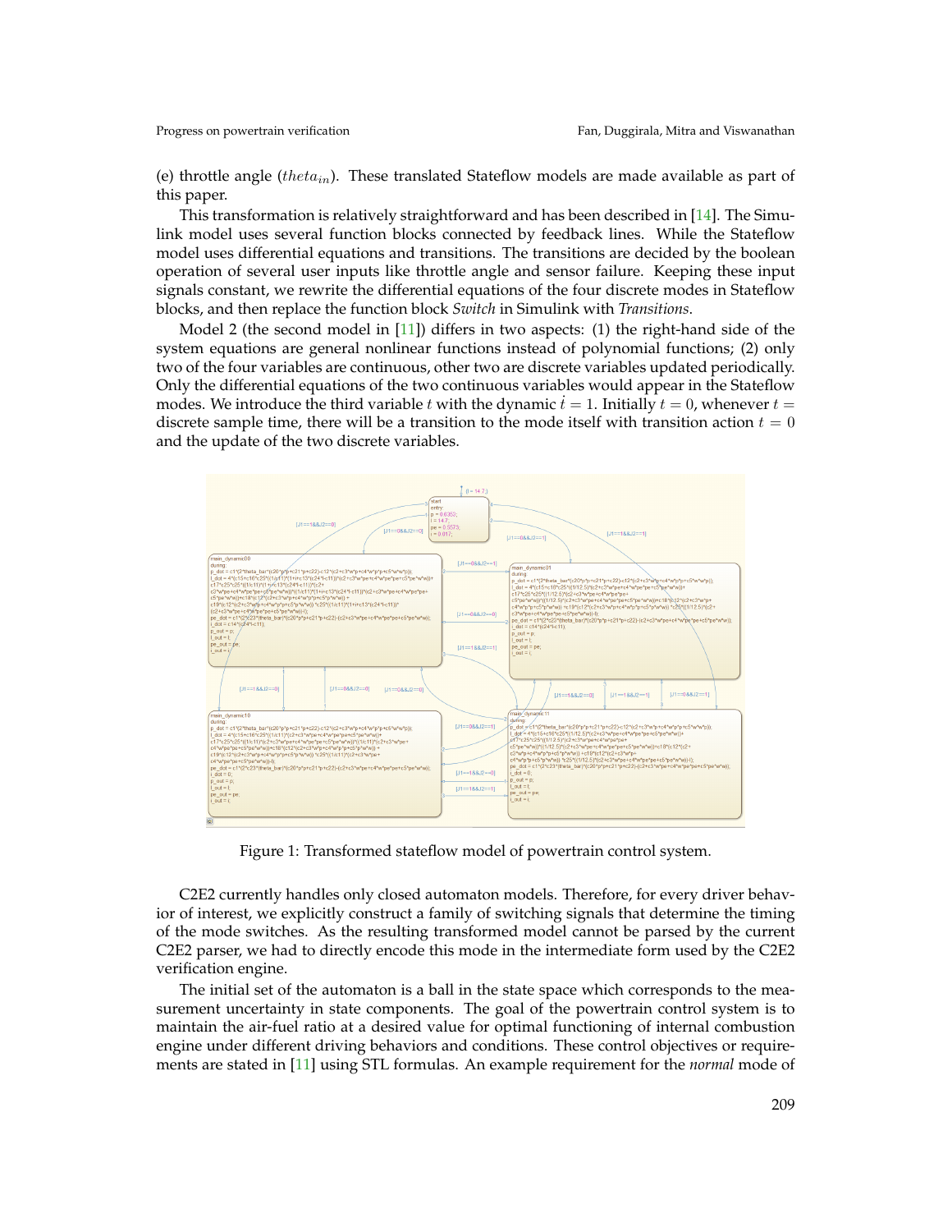(e) throttle angle ($theta_{in}$). These translated Stateflow models are made available as part of this paper.

This transformation is relatively straightforward and has been described in [14]. The Simulink model uses several function blocks connected by feedback lines. While the Stateflow model uses differential equations and transitions. The transitions are decided by the boolean operation of several user inputs like throttle angle and sensor failure. Keeping these input signals constant, we rewrite the differential equations of the four discrete modes in Stateflow blocks, and then replace the function block *Switch* in Simulink with *Transitions*.

Model 2 (the second model in [11]) differs in two aspects: (1) the right-hand side of the system equations are general nonlinear functions instead of polynomial functions; (2) only two of the four variables are continuous, other two are discrete variables updated periodically. Only the differential equations of the two continuous variables would appear in the Stateflow modes. We introduce the third variable $t$ with the dynamic $\dot{t} = 1$. Initially $t = 0$, whenever $t =$ discrete sample time, there will be a transition to the mode itself with transition action $t = 0$ and the update of the two discrete variables.

Figure 1: Transformed stateflow model of powertrain control system.

C2E2 currently handles only closed automaton models. Therefore, for every driver behavior of interest, we explicitly construct a family of switching signals that determine the timing of the mode switches. As the resulting transformed model cannot be parsed by the current C2E2 parser, we had to directly encode this mode in the intermediate form used by the C2E2 verification engine.

The initial set of the automaton is a ball in the state space which corresponds to the measurement uncertainty in state components. The goal of the powertrain control system is to maintain the air-fuel ratio at a desired value for optimal functioning of internal combustion engine under different driving behaviors and conditions. These control objectives or requirements are stated in [11] using STL formulas. An example requirement for the *normal* mode of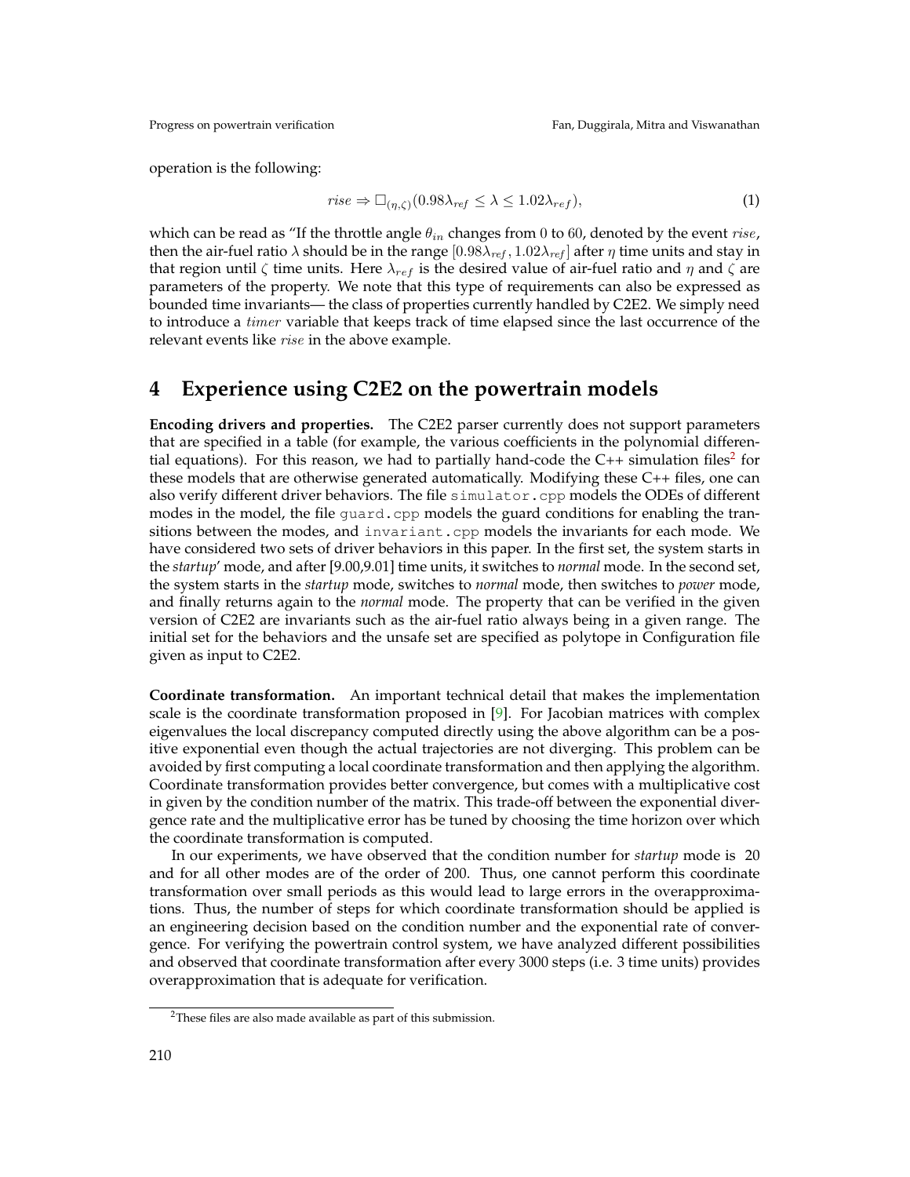operation is the following:

$$rise \Rightarrow \Box_{(\eta,\zeta)}(0.98\lambda_{ref} \leq \lambda \leq 1.02\lambda_{ref}), \tag{1}$$

which can be read as "If the throttle angle $\theta_{in}$ changes from $0$ to $60$, denoted by the event $rise$, then the air-fuel ratio $\lambda$ should be in the range $[0.98\lambda_{ref}, 1.02\lambda_{ref}]$ after $\eta$ time units and stay in that region until $\zeta$ time units. Here $\lambda_{ref}$ is the desired value of air-fuel ratio and $\eta$ and $\zeta$ are parameters of the property. We note that this type of requirements can also be expressed as bounded time invariants— the class of properties currently handled by C2E2. We simply need to introduce a $timer$ variable that keeps track of time elapsed since the last occurrence of the relevant events like $rise$ in the above example.

## 4 Experience using C2E2 on the powertrain models

**Encoding drivers and properties.** The C2E2 parser currently does not support parameters that are specified in a table (for example, the various coefficients in the polynomial differential equations). For this reason, we had to partially hand-code the C++ simulation files[2] for these models that are otherwise generated automatically. Modifying these C++ files, one can also verify different driver behaviors. The file `simulator.cpp` models the ODEs of different modes in the model, the file `guard.cpp` models the guard conditions for enabling the transitions between the modes, and `invariant.cpp` models the invariants for each mode. We have considered two sets of driver behaviors in this paper. In the first set, the system starts in the *startup*' mode, and after [9.00,9.01] time units, it switches to *normal* mode. In the second set, the system starts in the *startup* mode, switches to *normal* mode, then switches to *power* mode, and finally returns again to the *normal* mode. The property that can be verified in the given version of C2E2 are invariants such as the air-fuel ratio always being in a given range. The initial set for the behaviors and the unsafe set are specified as polytope in Configuration file given as input to C2E2.

**Coordinate transformation.** An important technical detail that makes the implementation scale is the coordinate transformation proposed in [9]. For Jacobian matrices with complex eigenvalues the local discrepancy computed directly using the above algorithm can be a positive exponential even though the actual trajectories are not diverging. This problem can be avoided by first computing a local coordinate transformation and then applying the algorithm. Coordinate transformation provides better convergence, but comes with a multiplicative cost in given by the condition number of the matrix. This trade-off between the exponential divergence rate and the multiplicative error has be tuned by choosing the time horizon over which the coordinate transformation is computed.

In our experiments, we have observed that the condition number for *startup* mode is 20 and for all other modes are of the order of 200. Thus, one cannot perform this coordinate transformation over small periods as this would lead to large errors in the overapproximations. Thus, the number of steps for which coordinate transformation should be applied is an engineering decision based on the condition number and the exponential rate of convergence. For verifying the powertrain control system, we have analyzed different possibilities and observed that coordinate transformation after every 3000 steps (i.e. 3 time units) provides overapproximation that is adequate for verification.

[2] These files are also made available as part of this submission.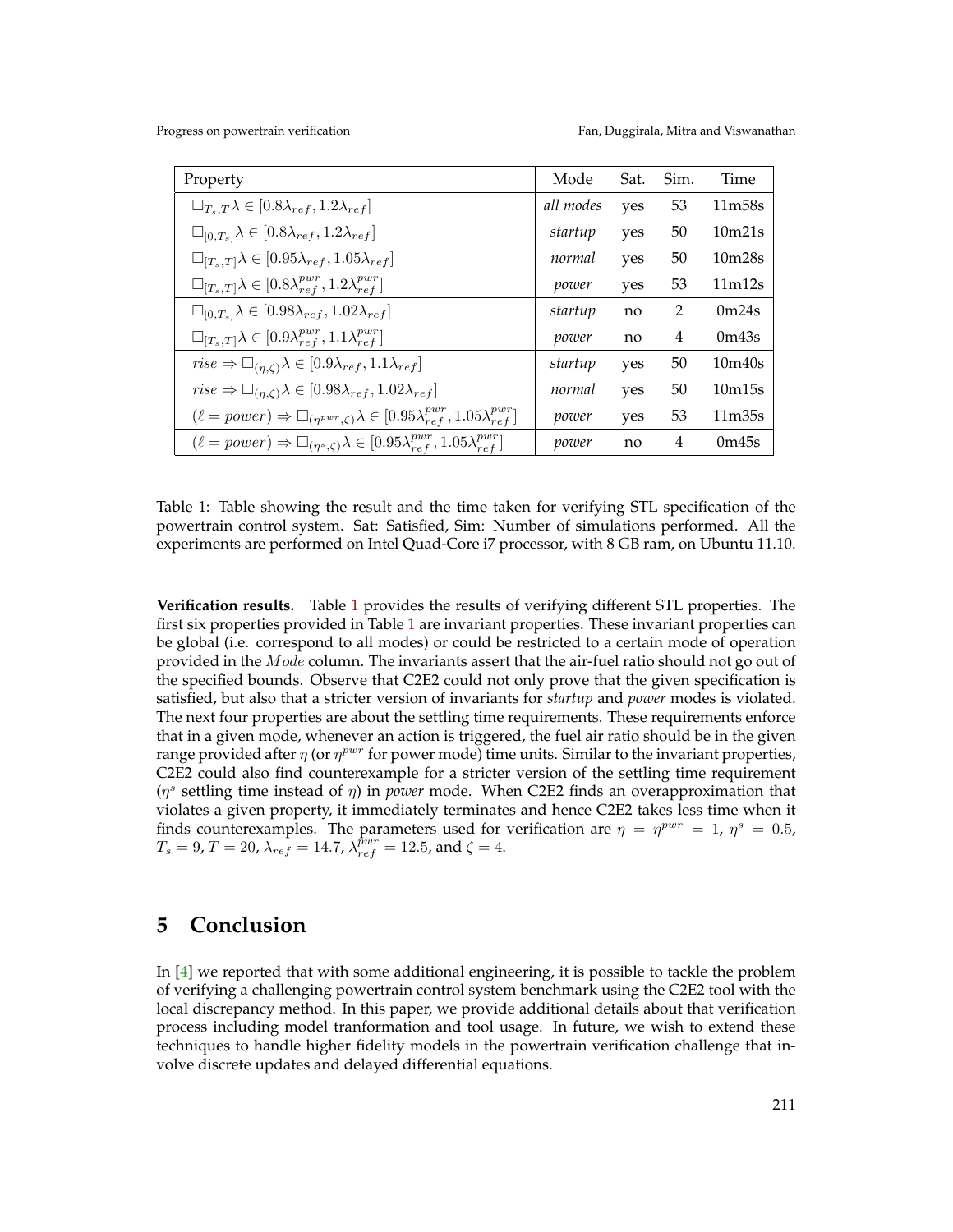| Property | Mode | Sat. | Sim. | Time |
|---|---|---|---|---|
| $\square_{T_s,T}\lambda \in [0.8\lambda_{ref}, 1.2\lambda_{ref}]$ | *all modes* | yes | 53 | 11m58s |
| $\square_{[0,T_s]}\lambda \in [0.8\lambda_{ref}, 1.2\lambda_{ref}]$ | *startup* | yes | 50 | 10m21s |
| $\square_{[T_s,T]}\lambda \in [0.95\lambda_{ref}, 1.05\lambda_{ref}]$ | *normal* | yes | 50 | 10m28s |
| $\square_{[T_s,T]}\lambda \in [0.8\lambda_{ref}^{pwr}, 1.2\lambda_{ref}^{pwr}]$ | *power* | yes | 53 | 11m12s |
| $\square_{[0,T_s]}\lambda \in [0.98\lambda_{ref}, 1.02\lambda_{ref}]$ | *startup* | no | 2 | 0m24s |
| $\square_{[T_s,T]}\lambda \in [0.9\lambda_{ref}^{pwr}, 1.1\lambda_{ref}^{pwr}]$ | *power* | no | 4 | 0m43s |
| $rise \Rightarrow \square_{(\eta,\zeta)}\lambda \in [0.9\lambda_{ref}, 1.1\lambda_{ref}]$ | *startup* | yes | 50 | 10m40s |
| $rise \Rightarrow \square_{(\eta,\zeta)}\lambda \in [0.98\lambda_{ref}, 1.02\lambda_{ref}]$ | *normal* | yes | 50 | 10m15s |
| $(\ell = power) \Rightarrow \square_{(\eta^{pwr},\zeta)}\lambda \in [0.95\lambda_{ref}^{pwr}, 1.05\lambda_{ref}^{pwr}]$ | *power* | yes | 53 | 11m35s |
| $(\ell = power) \Rightarrow \square_{(\eta^{s},\zeta)}\lambda \in [0.95\lambda_{ref}^{pwr}, 1.05\lambda_{ref}^{pwr}]$ | *power* | no | 4 | 0m45s |

Table 1: Table showing the result and the time taken for verifying STL specification of the powertrain control system. Sat: Satisfied, Sim: Number of simulations performed. All the experiments are performed on Intel Quad-Core i7 processor, with 8 GB ram, on Ubuntu 11.10.

**Verification results.** Table 1 provides the results of verifying different STL properties. The first six properties provided in Table 1 are invariant properties. These invariant properties can be global (i.e. correspond to all modes) or could be restricted to a certain mode of operation provided in the $Mode$ column. The invariants assert that the air-fuel ratio should not go out of the specified bounds. Observe that C2E2 could not only prove that the given specification is satisfied, but also that a stricter version of invariants for *startup* and *power* modes is violated. The next four properties are about the settling time requirements. These requirements enforce that in a given mode, whenever an action is triggered, the fuel air ratio should be in the given range provided after $\eta$ (or $\eta^{pwr}$ for power mode) time units. Similar to the invariant properties, C2E2 could also find counterexample for a stricter version of the settling time requirement ($\eta^s$ settling time instead of $\eta$) in *power* mode. When C2E2 finds an overapproximation that violates a given property, it immediately terminates and hence C2E2 takes less time when it finds counterexamples. The parameters used for verification are $\eta = \eta^{pwr} = 1$, $\eta^s = 0.5$, $T_s = 9$, $T = 20$, $\lambda_{ref} = 14.7$, $\lambda_{ref}^{pwr} = 12.5$, and $\zeta = 4$.

# 5 Conclusion

In [4] we reported that with some additional engineering, it is possible to tackle the problem of verifying a challenging powertrain control system benchmark using the C2E2 tool with the local discrepancy method. In this paper, we provide additional details about that verification process including model tranformation and tool usage. In future, we wish to extend these techniques to handle higher fidelity models in the powertrain verification challenge that involve discrete updates and delayed differential equations.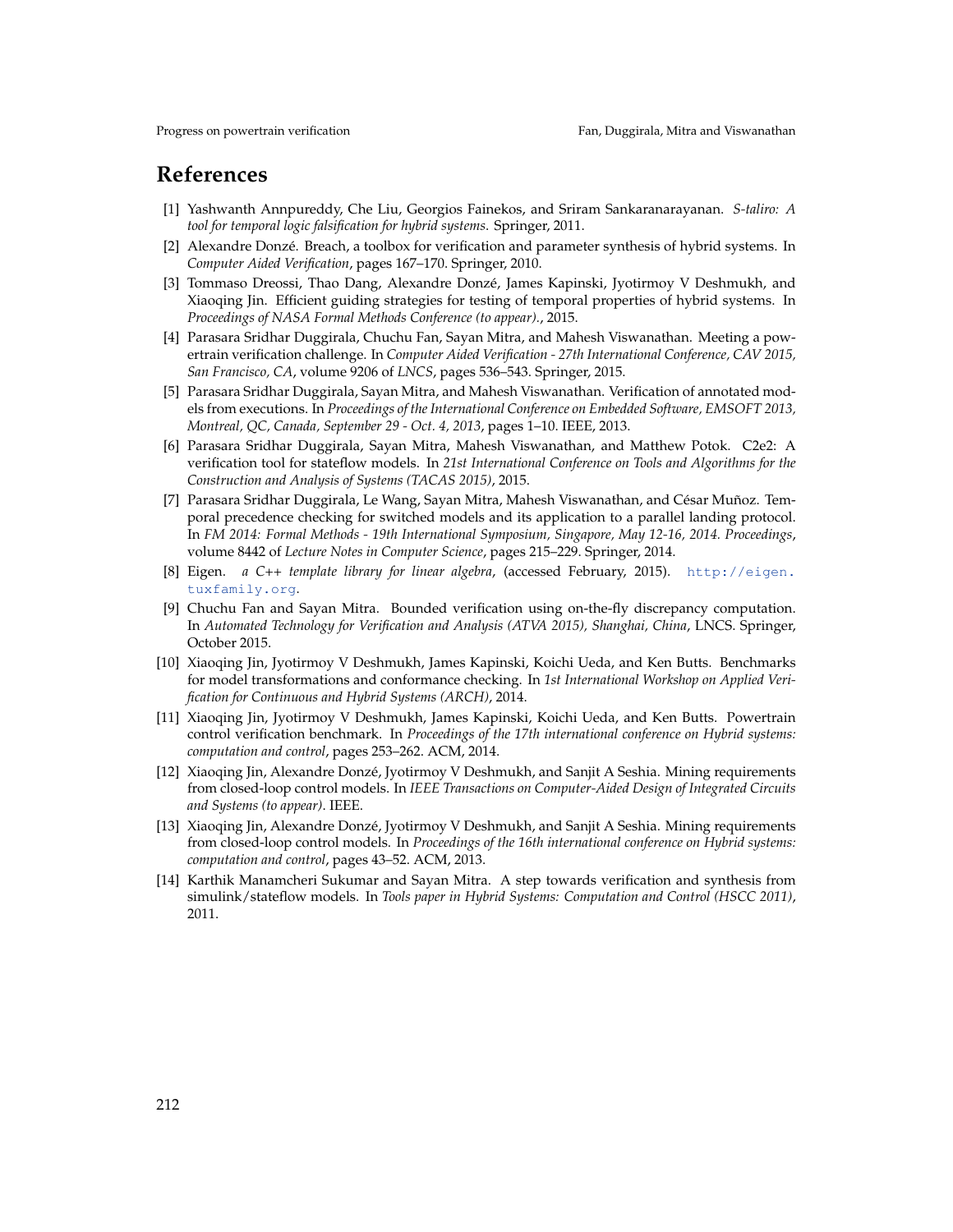# References

[1] Yashwanth Annpureddy, Che Liu, Georgios Fainekos, and Sriram Sankaranarayanan. *S-taliro: A tool for temporal logic falsification for hybrid systems*. Springer, 2011.

[2] Alexandre Donzé. Breach, a toolbox for verification and parameter synthesis of hybrid systems. In *Computer Aided Verification*, pages 167–170. Springer, 2010.

[3] Tommaso Dreossi, Thao Dang, Alexandre Donzé, James Kapinski, Jyotirmoy V Deshmukh, and Xiaoqing Jin. Efficient guiding strategies for testing of temporal properties of hybrid systems. In *Proceedings of NASA Formal Methods Conference (to appear).*, 2015.

[4] Parasara Sridhar Duggirala, Chuchu Fan, Sayan Mitra, and Mahesh Viswanathan. Meeting a powertrain verification challenge. In *Computer Aided Verification - 27th International Conference, CAV 2015, San Francisco, CA*, volume 9206 of *LNCS*, pages 536–543. Springer, 2015.

[5] Parasara Sridhar Duggirala, Sayan Mitra, and Mahesh Viswanathan. Verification of annotated models from executions. In *Proceedings of the International Conference on Embedded Software, EMSOFT 2013, Montreal, QC, Canada, September 29 - Oct. 4, 2013*, pages 1–10. IEEE, 2013.

[6] Parasara Sridhar Duggirala, Sayan Mitra, Mahesh Viswanathan, and Matthew Potok. C2e2: A verification tool for stateflow models. In *21st International Conference on Tools and Algorithms for the Construction and Analysis of Systems (TACAS 2015)*, 2015.

[7] Parasara Sridhar Duggirala, Le Wang, Sayan Mitra, Mahesh Viswanathan, and César Muñoz. Temporal precedence checking for switched models and its application to a parallel landing protocol. In *FM 2014: Formal Methods - 19th International Symposium, Singapore, May 12-16, 2014. Proceedings*, volume 8442 of *Lecture Notes in Computer Science*, pages 215–229. Springer, 2014.

[8] Eigen. *a C++ template library for linear algebra*, (accessed February, 2015). http://eigen.tuxfamily.org.

[9] Chuchu Fan and Sayan Mitra. Bounded verification using on-the-fly discrepancy computation. In *Automated Technology for Verification and Analysis (ATVA 2015), Shanghai, China*, LNCS. Springer, October 2015.

[10] Xiaoqing Jin, Jyotirmoy V Deshmukh, James Kapinski, Koichi Ueda, and Ken Butts. Benchmarks for model transformations and conformance checking. In *1st International Workshop on Applied Verification for Continuous and Hybrid Systems (ARCH)*, 2014.

[11] Xiaoqing Jin, Jyotirmoy V Deshmukh, James Kapinski, Koichi Ueda, and Ken Butts. Powertrain control verification benchmark. In *Proceedings of the 17th international conference on Hybrid systems: computation and control*, pages 253–262. ACM, 2014.

[12] Xiaoqing Jin, Alexandre Donzé, Jyotirmoy V Deshmukh, and Sanjit A Seshia. Mining requirements from closed-loop control models. In *IEEE Transactions on Computer-Aided Design of Integrated Circuits and Systems (to appear)*. IEEE.

[13] Xiaoqing Jin, Alexandre Donzé, Jyotirmoy V Deshmukh, and Sanjit A Seshia. Mining requirements from closed-loop control models. In *Proceedings of the 16th international conference on Hybrid systems: computation and control*, pages 43–52. ACM, 2013.

[14] Karthik Manamcheri Sukumar and Sayan Mitra. A step towards verification and synthesis from simulink/stateflow models. In *Tools paper in Hybrid Systems: Computation and Control (HSCC 2011)*, 2011.